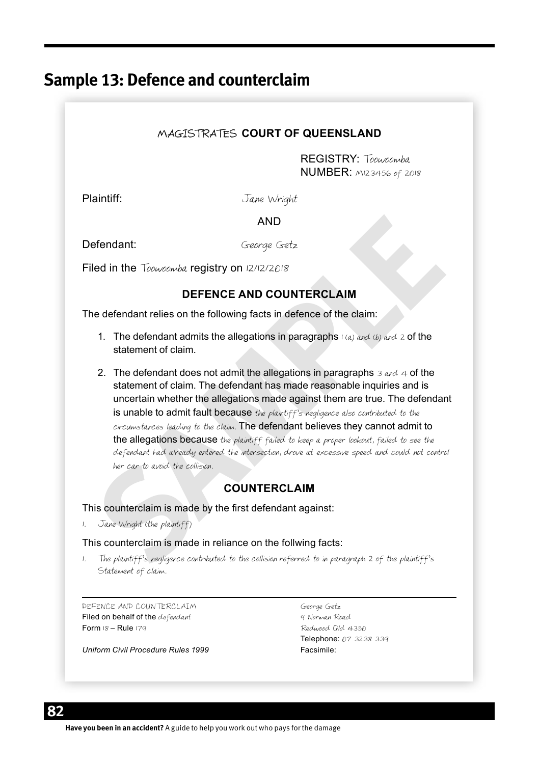## Sample 13: Defence and counterclaim

MAGISTRATES **COURT OF QUEENSLAND**

REGISTRY: Toowoomba
NUMBER: M123456 of 2018

Plaintiff: Jane Wright

AND

Defendant: George Getz

Filed in the Toowoomba registry on 12/12/2018

### DEFENCE AND COUNTERCLAIM

The defendant relies on the following facts in defence of the claim:

1. The defendant admits the allegations in paragraphs 1 (a) and (b) and 2 of the statement of claim.
2. The defendant does not admit the allegations in paragraphs 3 and 4 of the statement of claim. The defendant has made reasonable inquiries and is uncertain whether the allegations made against them are true. The defendant is unable to admit fault because the plaintiff's negligence also contributed to the circumstances leading to the claim. The defendant believes they cannot admit to the allegations because the plaintiff failed to keep a proper lookout, failed to see the defendant had already entered the intersection, drove at excessive speed and could not control her car to avoid the collision.

### COUNTERCLAIM

This counterclaim is made by the first defendant against:

1. Jane Wright (the plaintiff)

This counterclaim is made in reliance on the follwing facts:

1. The plaintiff's negligence contributed to the collision referred to in paragraph 2 of the plaintiff's Statement of claim.

---

DEFENCE AND COUNTERCLAIM
Filed on behalf of the defendant
Form 18 – Rule 179

*Uniform Civil Procedure Rules 1999*

George Getz
9 Norman Road
Redwood Qld 4350
Telephone: 07 3238 339
Facsimile: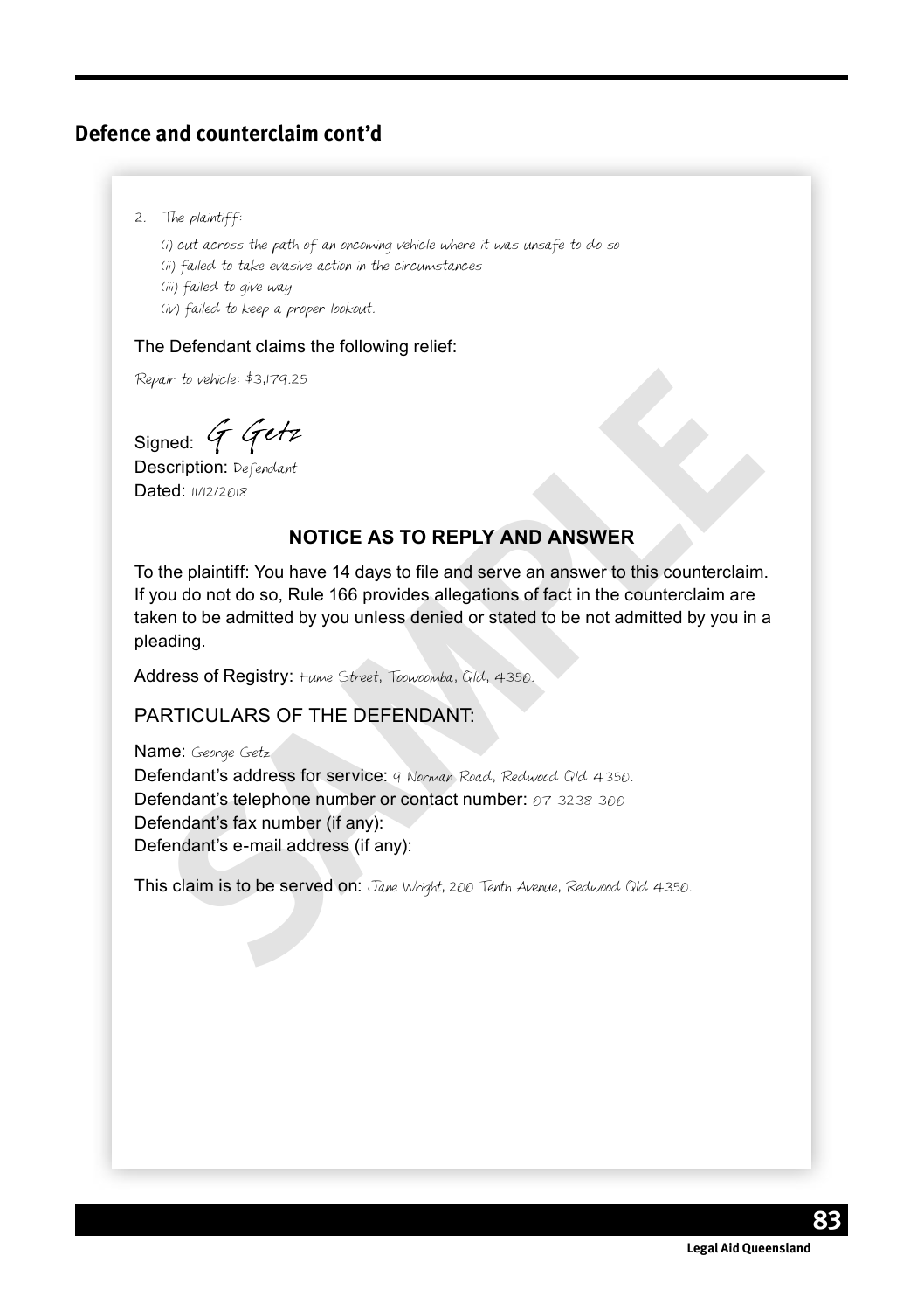## Defence and counterclaim cont'd

2. The plaintiff:

   (i) cut across the path of an oncoming vehicle where it was unsafe to do so
   (ii) failed to take evasive action in the circumstances
   (iii) failed to give way
   (iv) failed to keep a proper lookout.

The Defendant claims the following relief:

Repair to vehicle: $3,179.25

Signed: G Getz
Description: Defendant
Dated: 11/12/2018

**NOTICE AS TO REPLY AND ANSWER**

To the plaintiff: You have 14 days to file and serve an answer to this counterclaim. If you do not do so, Rule 166 provides allegations of fact in the counterclaim are taken to be admitted by you unless denied or stated to be not admitted by you in a pleading.

Address of Registry: Hume Street, Toowoomba, Qld, 4350.

PARTICULARS OF THE DEFENDANT:

Name: George Getz
Defendant's address for service: 9 Norman Road, Redwood Qld 4350.
Defendant's telephone number or contact number: 07 3238 300
Defendant's fax number (if any):
Defendant's e-mail address (if any):

This claim is to be served on: Jane Wright, 200 Tenth Avenue, Redwood Qld 4350.

SAMPLE